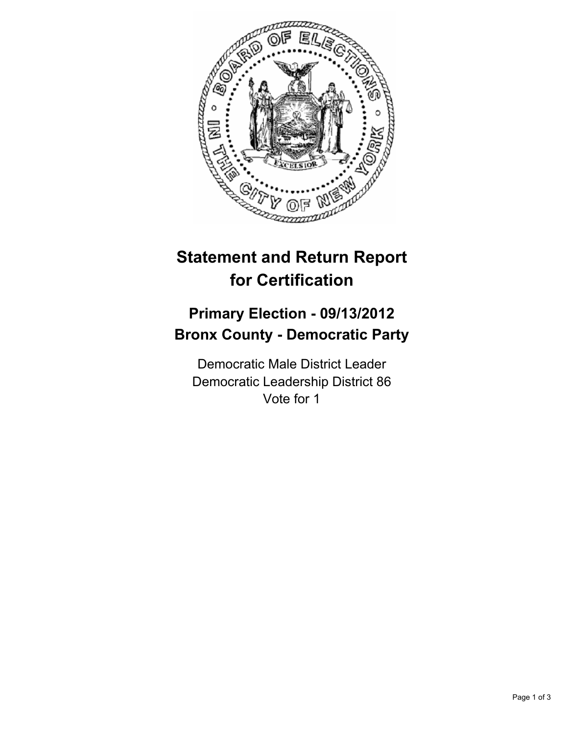# Statement and Return Report for Certification

## Primary Election - 09/13/2012
## Bronx County - Democratic Party

Democratic Male District Leader
Democratic Leadership District 86
Vote for 1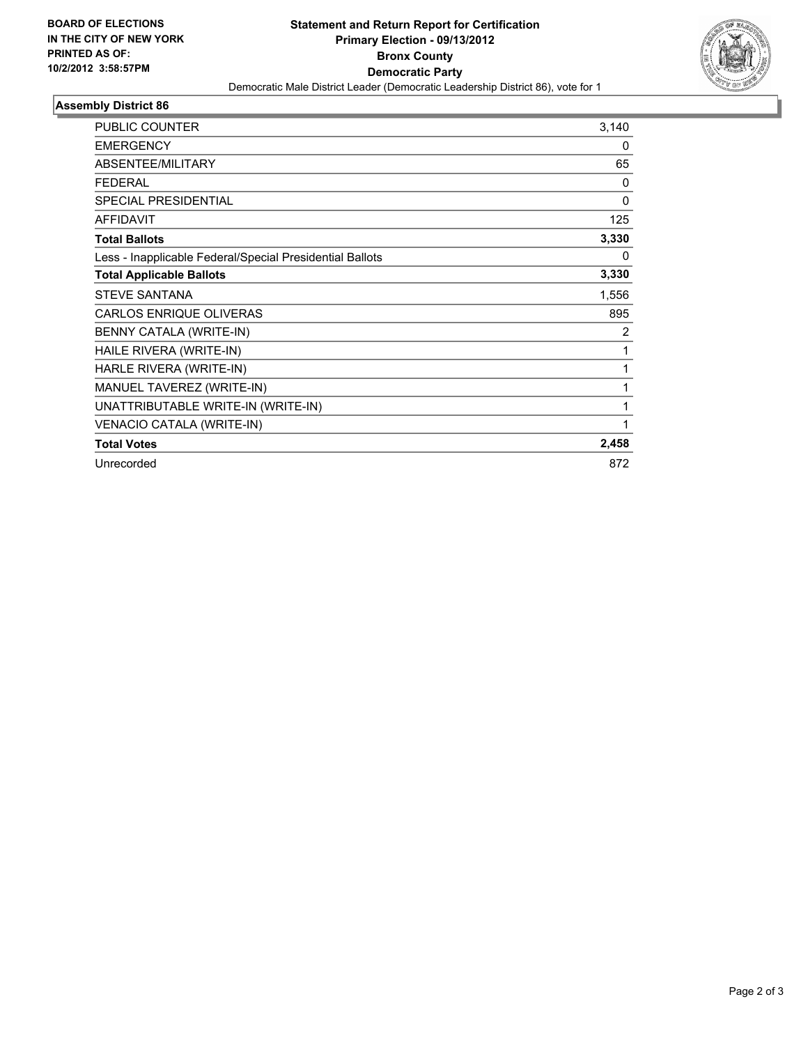**BOARD OF ELECTIONS IN THE CITY OF NEW YORK PRINTED AS OF: 10/2/2012 3:58:57PM**

# Statement and Return Report for Certification
## Primary Election - 09/13/2012
## Bronx County
## Democratic Party

Democratic Male District Leader (Democratic Leadership District 86), vote for 1

### Assembly District 86

| | |
|---|---|
| PUBLIC COUNTER | 3,140 |
| EMERGENCY | 0 |
| ABSENTEE/MILITARY | 65 |
| FEDERAL | 0 |
| SPECIAL PRESIDENTIAL | 0 |
| AFFIDAVIT | 125 |
| **Total Ballots** | **3,330** |
| Less - Inapplicable Federal/Special Presidential Ballots | 0 |
| **Total Applicable Ballots** | **3,330** |
| STEVE SANTANA | 1,556 |
| CARLOS ENRIQUE OLIVERAS | 895 |
| BENNY CATALA (WRITE-IN) | 2 |
| HAILE RIVERA (WRITE-IN) | 1 |
| HARLE RIVERA (WRITE-IN) | 1 |
| MANUEL TAVEREZ (WRITE-IN) | 1 |
| UNATTRIBUTABLE WRITE-IN (WRITE-IN) | 1 |
| VENACIO CATALA (WRITE-IN) | 1 |
| **Total Votes** | **2,458** |
| Unrecorded | 872 |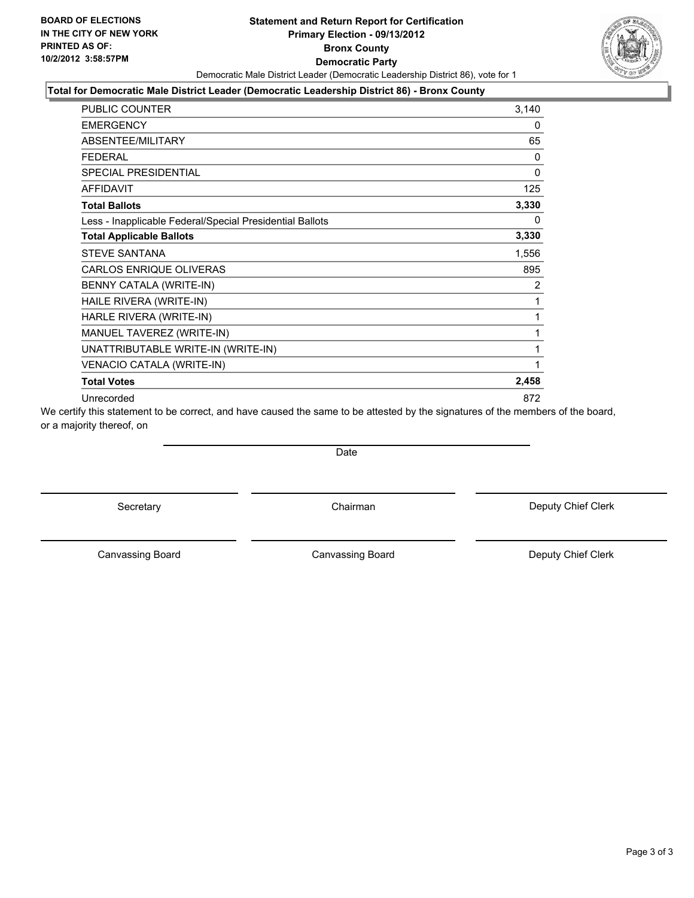**BOARD OF ELECTIONS IN THE CITY OF NEW YORK PRINTED AS OF: 10/2/2012 3:58:57PM**

**Statement and Return Report for Certification**
**Primary Election - 09/13/2012**
**Bronx County**
**Democratic Party**

Democratic Male District Leader (Democratic Leadership District 86), vote for 1

**Total for Democratic Male District Leader (Democratic Leadership District 86) - Bronx County**

| | |
|---|---|
| PUBLIC COUNTER | 3,140 |
| EMERGENCY | 0 |
| ABSENTEE/MILITARY | 65 |
| FEDERAL | 0 |
| SPECIAL PRESIDENTIAL | 0 |
| AFFIDAVIT | 125 |
| **Total Ballots** | **3,330** |
| Less - Inapplicable Federal/Special Presidential Ballots | 0 |
| **Total Applicable Ballots** | **3,330** |
| STEVE SANTANA | 1,556 |
| CARLOS ENRIQUE OLIVERAS | 895 |
| BENNY CATALA (WRITE-IN) | 2 |
| HAILE RIVERA (WRITE-IN) | 1 |
| HARLE RIVERA (WRITE-IN) | 1 |
| MANUEL TAVEREZ (WRITE-IN) | 1 |
| UNATTRIBUTABLE WRITE-IN (WRITE-IN) | 1 |
| VENACIO CATALA (WRITE-IN) | 1 |
| **Total Votes** | **2,458** |
| Unrecorded | 872 |

We certify this statement to be correct, and have caused the same to be attested by the signatures of the members of the board, or a majority thereof, on

Date

Secretary

Chairman

Deputy Chief Clerk

Canvassing Board

Canvassing Board

Deputy Chief Clerk